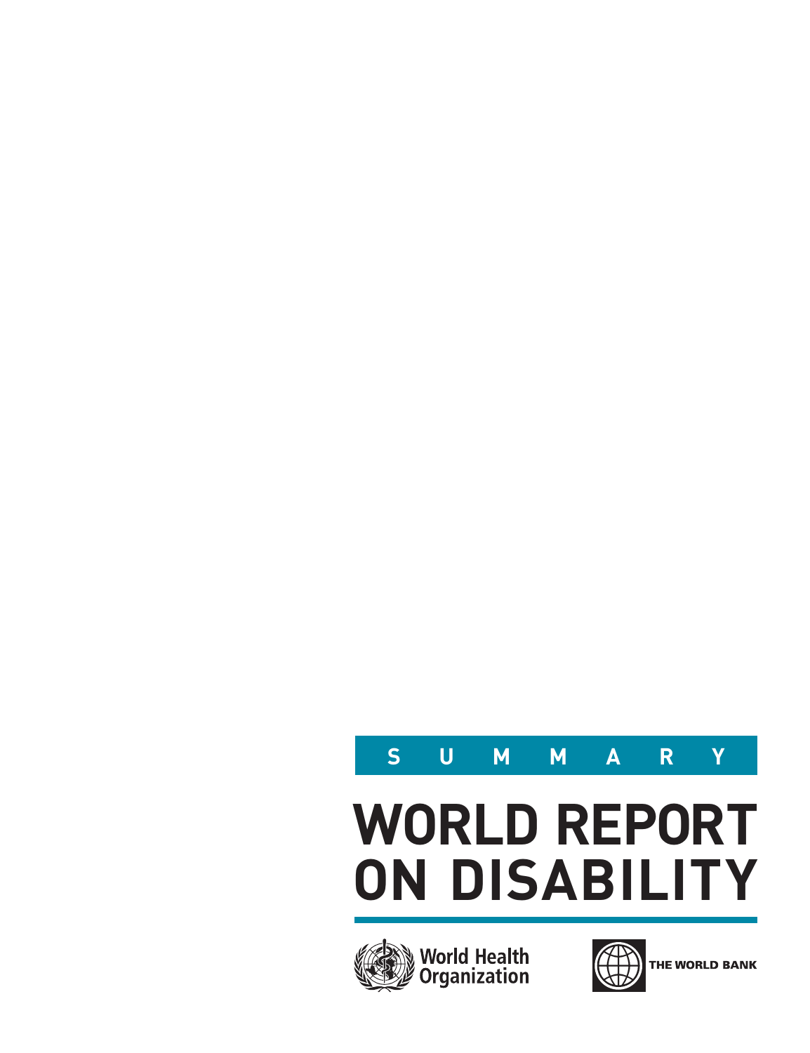S U M M A R Y

# WORLD REPORT ON DISABILITY

World Health Organization

THE WORLD BANK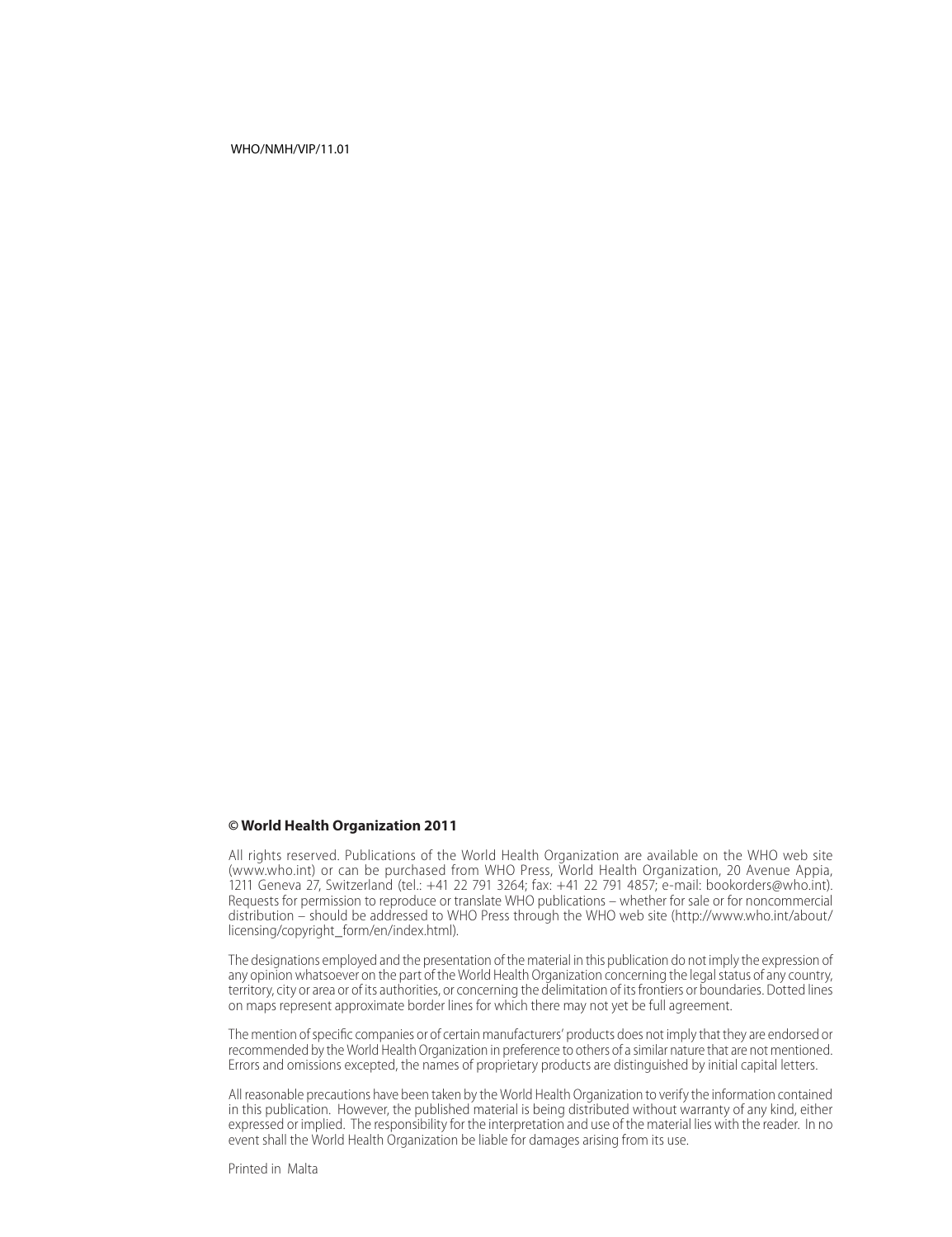WHO/NMH/VIP/11.01

**© World Health Organization 2011**

All rights reserved. Publications of the World Health Organization are available on the WHO web site (www.who.int) or can be purchased from WHO Press, World Health Organization, 20 Avenue Appia, 1211 Geneva 27, Switzerland (tel.: +41 22 791 3264; fax: +41 22 791 4857; e-mail: bookorders@who.int). Requests for permission to reproduce or translate WHO publications – whether for sale or for noncommercial distribution – should be addressed to WHO Press through the WHO web site (http://www.who.int/about/licensing/copyright_form/en/index.html).

The designations employed and the presentation of the material in this publication do not imply the expression of any opinion whatsoever on the part of the World Health Organization concerning the legal status of any country, territory, city or area or of its authorities, or concerning the delimitation of its frontiers or boundaries. Dotted lines on maps represent approximate border lines for which there may not yet be full agreement.

The mention of specific companies or of certain manufacturers' products does not imply that they are endorsed or recommended by the World Health Organization in preference to others of a similar nature that are not mentioned. Errors and omissions excepted, the names of proprietary products are distinguished by initial capital letters.

All reasonable precautions have been taken by the World Health Organization to verify the information contained in this publication. However, the published material is being distributed without warranty of any kind, either expressed or implied. The responsibility for the interpretation and use of the material lies with the reader. In no event shall the World Health Organization be liable for damages arising from its use.

Printed in Malta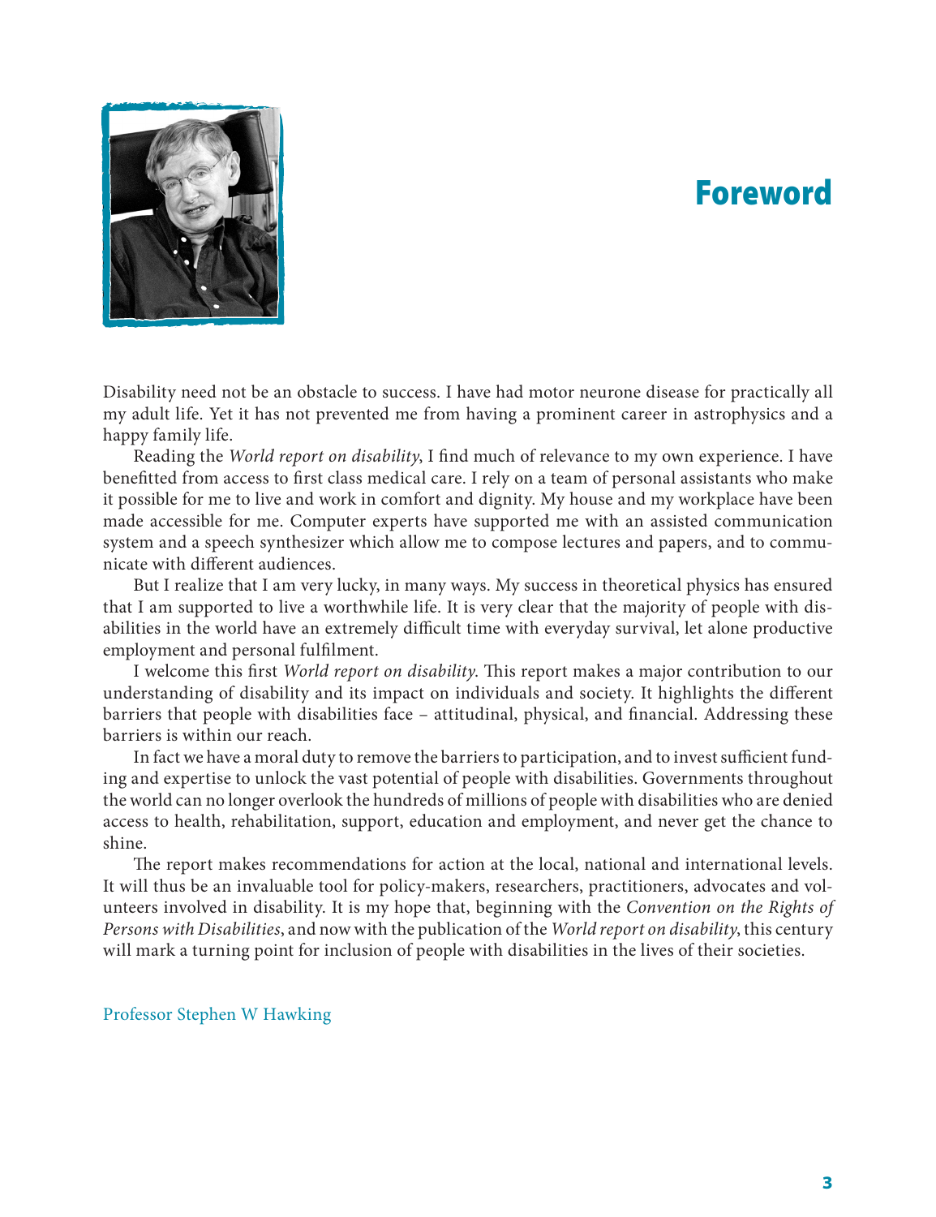# Foreword

Disability need not be an obstacle to success. I have had motor neurone disease for practically all my adult life. Yet it has not prevented me from having a prominent career in astrophysics and a happy family life.

Reading the *World report on disability*, I find much of relevance to my own experience. I have benefitted from access to first class medical care. I rely on a team of personal assistants who make it possible for me to live and work in comfort and dignity. My house and my workplace have been made accessible for me. Computer experts have supported me with an assisted communication system and a speech synthesizer which allow me to compose lectures and papers, and to communicate with different audiences.

But I realize that I am very lucky, in many ways. My success in theoretical physics has ensured that I am supported to live a worthwhile life. It is very clear that the majority of people with disabilities in the world have an extremely difficult time with everyday survival, let alone productive employment and personal fulfilment.

I welcome this first *World report on disability*. This report makes a major contribution to our understanding of disability and its impact on individuals and society. It highlights the different barriers that people with disabilities face – attitudinal, physical, and financial. Addressing these barriers is within our reach.

In fact we have a moral duty to remove the barriers to participation, and to invest sufficient funding and expertise to unlock the vast potential of people with disabilities. Governments throughout the world can no longer overlook the hundreds of millions of people with disabilities who are denied access to health, rehabilitation, support, education and employment, and never get the chance to shine.

The report makes recommendations for action at the local, national and international levels. It will thus be an invaluable tool for policy-makers, researchers, practitioners, advocates and volunteers involved in disability. It is my hope that, beginning with the *Convention on the Rights of Persons with Disabilities*, and now with the publication of the *World report on disability*, this century will mark a turning point for inclusion of people with disabilities in the lives of their societies.

Professor Stephen W Hawking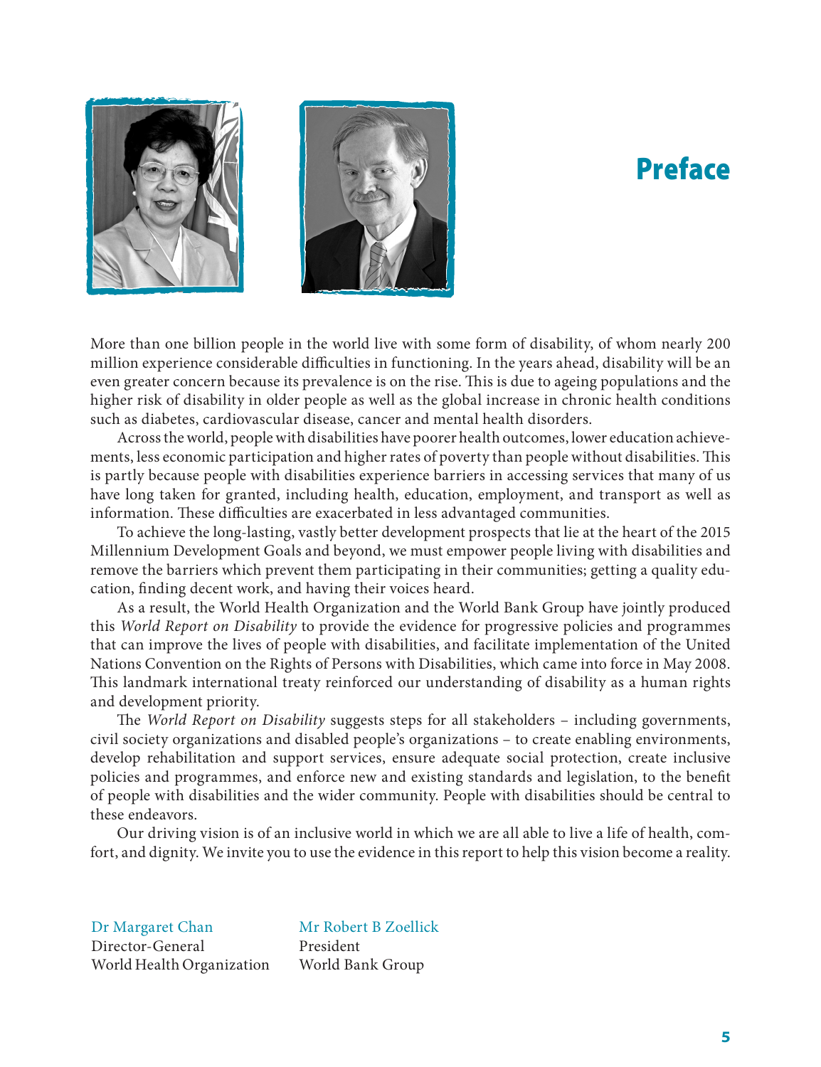# Preface

More than one billion people in the world live with some form of disability, of whom nearly 200 million experience considerable difficulties in functioning. In the years ahead, disability will be an even greater concern because its prevalence is on the rise. This is due to ageing populations and the higher risk of disability in older people as well as the global increase in chronic health conditions such as diabetes, cardiovascular disease, cancer and mental health disorders.

Across the world, people with disabilities have poorer health outcomes, lower education achievements, less economic participation and higher rates of poverty than people without disabilities. This is partly because people with disabilities experience barriers in accessing services that many of us have long taken for granted, including health, education, employment, and transport as well as information. These difficulties are exacerbated in less advantaged communities.

To achieve the long-lasting, vastly better development prospects that lie at the heart of the 2015 Millennium Development Goals and beyond, we must empower people living with disabilities and remove the barriers which prevent them participating in their communities; getting a quality education, finding decent work, and having their voices heard.

As a result, the World Health Organization and the World Bank Group have jointly produced this *World Report on Disability* to provide the evidence for progressive policies and programmes that can improve the lives of people with disabilities, and facilitate implementation of the United Nations Convention on the Rights of Persons with Disabilities, which came into force in May 2008. This landmark international treaty reinforced our understanding of disability as a human rights and development priority.

The *World Report on Disability* suggests steps for all stakeholders – including governments, civil society organizations and disabled people's organizations – to create enabling environments, develop rehabilitation and support services, ensure adequate social protection, create inclusive policies and programmes, and enforce new and existing standards and legislation, to the benefit of people with disabilities and the wider community. People with disabilities should be central to these endeavors.

Our driving vision is of an inclusive world in which we are all able to live a life of health, comfort, and dignity. We invite you to use the evidence in this report to help this vision become a reality.

Dr Margaret Chan
Director-General
World Health Organization

Mr Robert B Zoellick
President
World Bank Group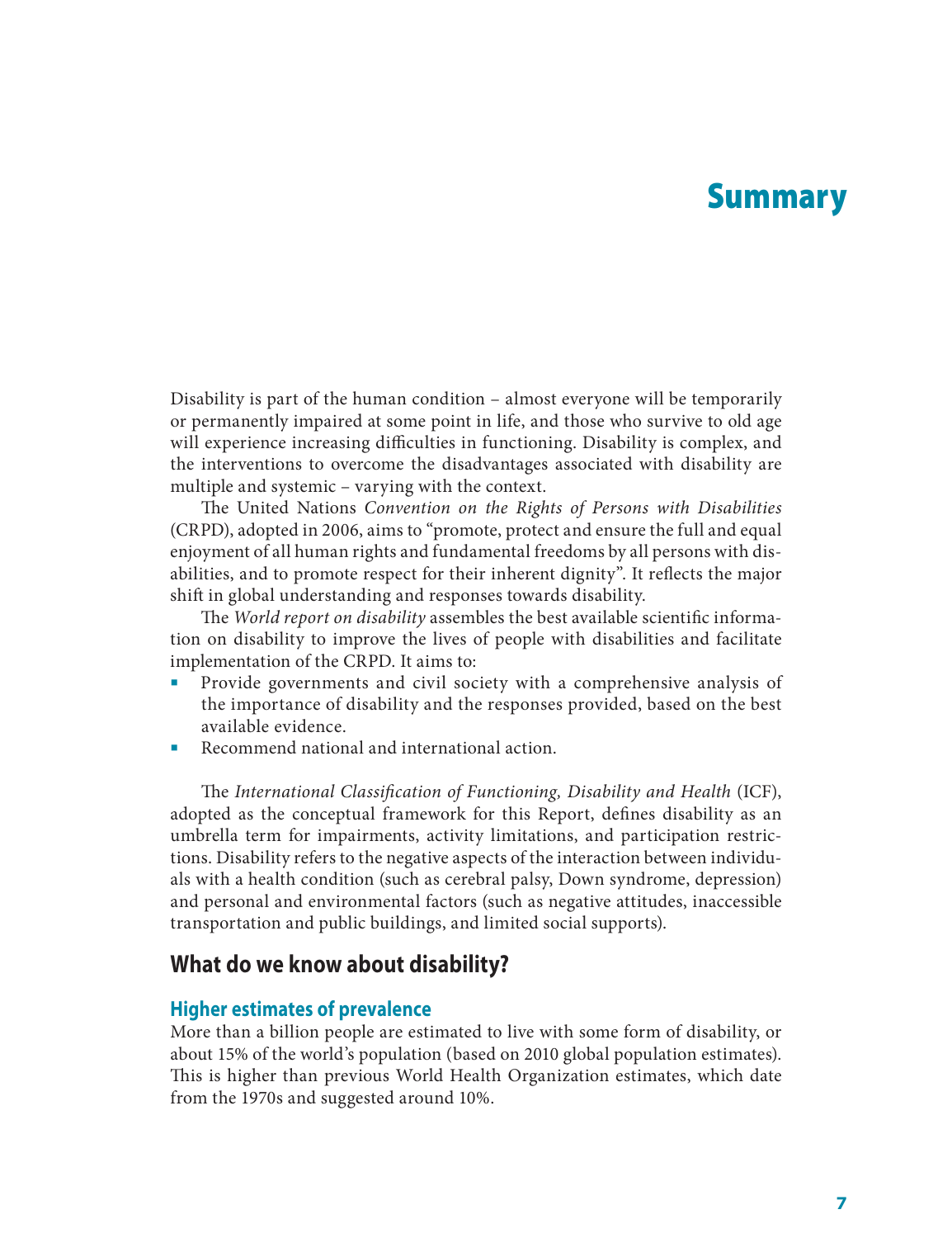# Summary

Disability is part of the human condition – almost everyone will be temporarily or permanently impaired at some point in life, and those who survive to old age will experience increasing difficulties in functioning. Disability is complex, and the interventions to overcome the disadvantages associated with disability are multiple and systemic – varying with the context.

The United Nations *Convention on the Rights of Persons with Disabilities* (CRPD), adopted in 2006, aims to "promote, protect and ensure the full and equal enjoyment of all human rights and fundamental freedoms by all persons with disabilities, and to promote respect for their inherent dignity". It reflects the major shift in global understanding and responses towards disability.

The *World report on disability* assembles the best available scientific information on disability to improve the lives of people with disabilities and facilitate implementation of the CRPD. It aims to:

- Provide governments and civil society with a comprehensive analysis of the importance of disability and the responses provided, based on the best available evidence.
- Recommend national and international action.

The *International Classification of Functioning, Disability and Health* (ICF), adopted as the conceptual framework for this Report, defines disability as an umbrella term for impairments, activity limitations, and participation restrictions. Disability refers to the negative aspects of the interaction between individuals with a health condition (such as cerebral palsy, Down syndrome, depression) and personal and environmental factors (such as negative attitudes, inaccessible transportation and public buildings, and limited social supports).

## What do we know about disability?

### Higher estimates of prevalence

More than a billion people are estimated to live with some form of disability, or about 15% of the world's population (based on 2010 global population estimates). This is higher than previous World Health Organization estimates, which date from the 1970s and suggested around 10%.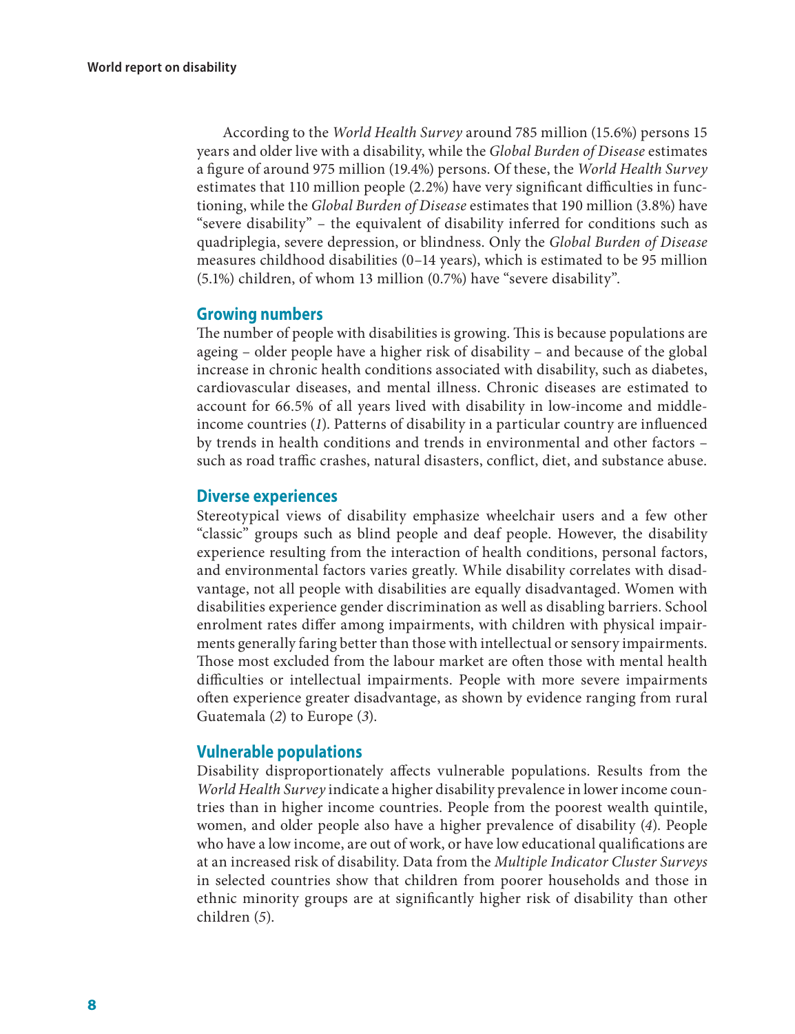According to the *World Health Survey* around 785 million (15.6%) persons 15 years and older live with a disability, while the *Global Burden of Disease* estimates a figure of around 975 million (19.4%) persons. Of these, the *World Health Survey* estimates that 110 million people (2.2%) have very significant difficulties in functioning, while the *Global Burden of Disease* estimates that 190 million (3.8%) have "severe disability" – the equivalent of disability inferred for conditions such as quadriplegia, severe depression, or blindness. Only the *Global Burden of Disease* measures childhood disabilities (0–14 years), which is estimated to be 95 million (5.1%) children, of whom 13 million (0.7%) have "severe disability".

### Growing numbers

The number of people with disabilities is growing. This is because populations are ageing – older people have a higher risk of disability – and because of the global increase in chronic health conditions associated with disability, such as diabetes, cardiovascular diseases, and mental illness. Chronic diseases are estimated to account for 66.5% of all years lived with disability in low-income and middle-income countries (*1*). Patterns of disability in a particular country are influenced by trends in health conditions and trends in environmental and other factors – such as road traffic crashes, natural disasters, conflict, diet, and substance abuse.

### Diverse experiences

Stereotypical views of disability emphasize wheelchair users and a few other "classic" groups such as blind people and deaf people. However, the disability experience resulting from the interaction of health conditions, personal factors, and environmental factors varies greatly. While disability correlates with disadvantage, not all people with disabilities are equally disadvantaged. Women with disabilities experience gender discrimination as well as disabling barriers. School enrolment rates differ among impairments, with children with physical impairments generally faring better than those with intellectual or sensory impairments. Those most excluded from the labour market are often those with mental health difficulties or intellectual impairments. People with more severe impairments often experience greater disadvantage, as shown by evidence ranging from rural Guatemala (*2*) to Europe (*3*).

### Vulnerable populations

Disability disproportionately affects vulnerable populations. Results from the *World Health Survey* indicate a higher disability prevalence in lower income countries than in higher income countries. People from the poorest wealth quintile, women, and older people also have a higher prevalence of disability (*4*). People who have a low income, are out of work, or have low educational qualifications are at an increased risk of disability. Data from the *Multiple Indicator Cluster Surveys* in selected countries show that children from poorer households and those in ethnic minority groups are at significantly higher risk of disability than other children (*5*).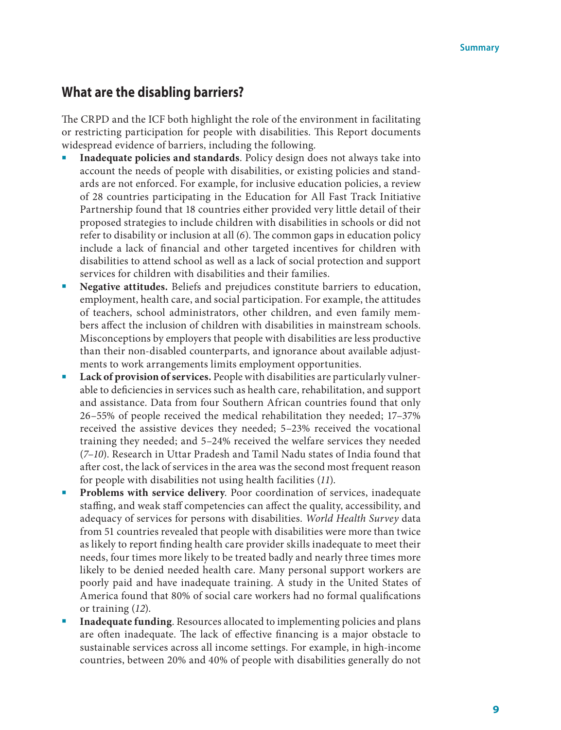## What are the disabling barriers?

The CRPD and the ICF both highlight the role of the environment in facilitating or restricting participation for people with disabilities. This Report documents widespread evidence of barriers, including the following.

- **Inadequate policies and standards**. Policy design does not always take into account the needs of people with disabilities, or existing policies and standards are not enforced. For example, for inclusive education policies, a review of 28 countries participating in the Education for All Fast Track Initiative Partnership found that 18 countries either provided very little detail of their proposed strategies to include children with disabilities in schools or did not refer to disability or inclusion at all (*6*). The common gaps in education policy include a lack of financial and other targeted incentives for children with disabilities to attend school as well as a lack of social protection and support services for children with disabilities and their families.
- **Negative attitudes.** Beliefs and prejudices constitute barriers to education, employment, health care, and social participation. For example, the attitudes of teachers, school administrators, other children, and even family members affect the inclusion of children with disabilities in mainstream schools. Misconceptions by employers that people with disabilities are less productive than their non-disabled counterparts, and ignorance about available adjustments to work arrangements limits employment opportunities.
- **Lack of provision of services.** People with disabilities are particularly vulnerable to deficiencies in services such as health care, rehabilitation, and support and assistance. Data from four Southern African countries found that only 26–55% of people received the medical rehabilitation they needed; 17–37% received the assistive devices they needed; 5–23% received the vocational training they needed; and 5–24% received the welfare services they needed (*7–10*). Research in Uttar Pradesh and Tamil Nadu states of India found that after cost, the lack of services in the area was the second most frequent reason for people with disabilities not using health facilities (*11*).
- **Problems with service delivery**. Poor coordination of services, inadequate staffing, and weak staff competencies can affect the quality, accessibility, and adequacy of services for persons with disabilities. *World Health Survey* data from 51 countries revealed that people with disabilities were more than twice as likely to report finding health care provider skills inadequate to meet their needs, four times more likely to be treated badly and nearly three times more likely to be denied needed health care. Many personal support workers are poorly paid and have inadequate training. A study in the United States of America found that 80% of social care workers had no formal qualifications or training (*12*).
- **Inadequate funding**. Resources allocated to implementing policies and plans are often inadequate. The lack of effective financing is a major obstacle to sustainable services across all income settings. For example, in high-income countries, between 20% and 40% of people with disabilities generally do not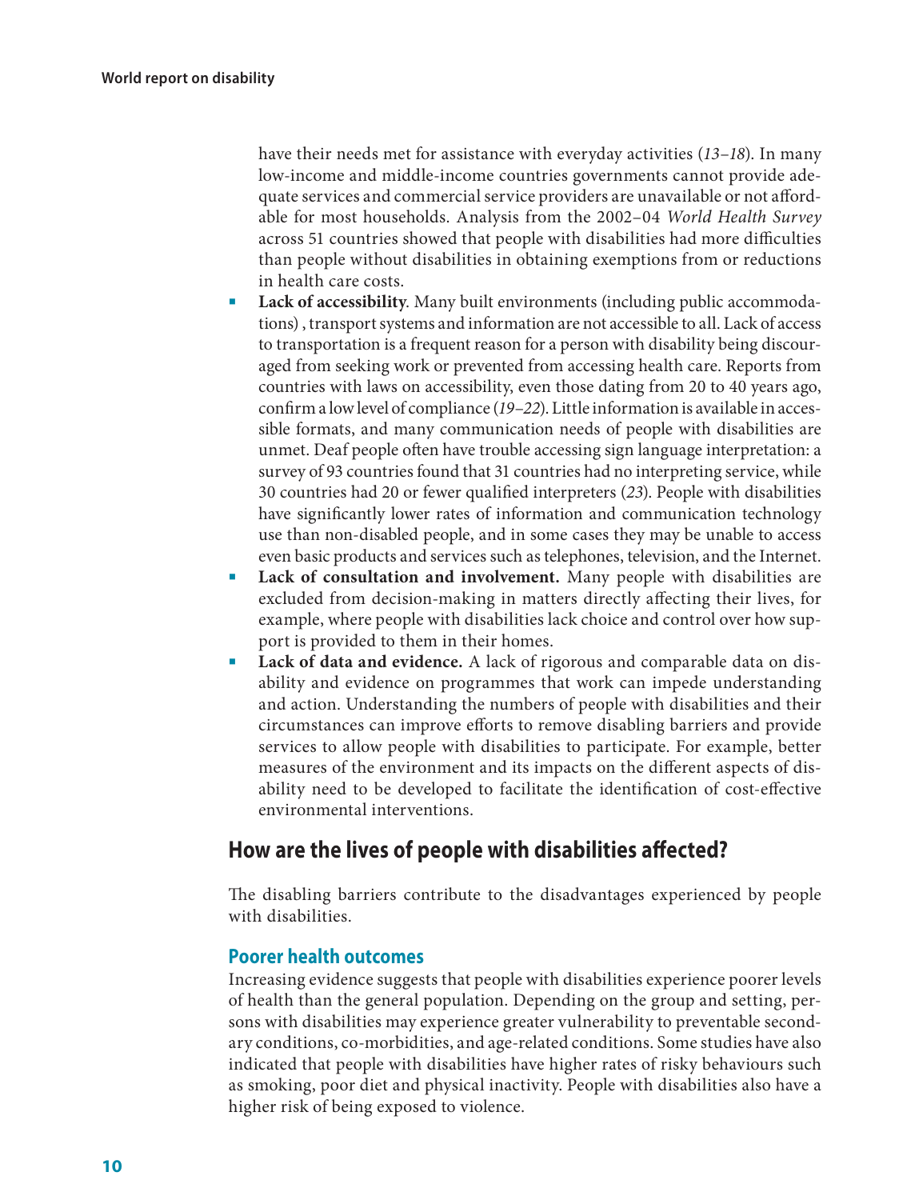have their needs met for assistance with everyday activities (*13–18*). In many low-income and middle-income countries governments cannot provide adequate services and commercial service providers are unavailable or not affordable for most households. Analysis from the 2002–04 *World Health Survey* across 51 countries showed that people with disabilities had more difficulties than people without disabilities in obtaining exemptions from or reductions in health care costs.

- **Lack of accessibility**. Many built environments (including public accommodations) , transport systems and information are not accessible to all. Lack of access to transportation is a frequent reason for a person with disability being discouraged from seeking work or prevented from accessing health care. Reports from countries with laws on accessibility, even those dating from 20 to 40 years ago, confirm a low level of compliance (*19–22*). Little information is available in accessible formats, and many communication needs of people with disabilities are unmet. Deaf people often have trouble accessing sign language interpretation: a survey of 93 countries found that 31 countries had no interpreting service, while 30 countries had 20 or fewer qualified interpreters (*23*). People with disabilities have significantly lower rates of information and communication technology use than non-disabled people, and in some cases they may be unable to access even basic products and services such as telephones, television, and the Internet.
- **Lack of consultation and involvement.** Many people with disabilities are excluded from decision-making in matters directly affecting their lives, for example, where people with disabilities lack choice and control over how support is provided to them in their homes.
- **Lack of data and evidence.** A lack of rigorous and comparable data on disability and evidence on programmes that work can impede understanding and action. Understanding the numbers of people with disabilities and their circumstances can improve efforts to remove disabling barriers and provide services to allow people with disabilities to participate. For example, better measures of the environment and its impacts on the different aspects of disability need to be developed to facilitate the identification of cost-effective environmental interventions.

## How are the lives of people with disabilities affected?

The disabling barriers contribute to the disadvantages experienced by people with disabilities.

### Poorer health outcomes

Increasing evidence suggests that people with disabilities experience poorer levels of health than the general population. Depending on the group and setting, persons with disabilities may experience greater vulnerability to preventable secondary conditions, co-morbidities, and age-related conditions. Some studies have also indicated that people with disabilities have higher rates of risky behaviours such as smoking, poor diet and physical inactivity. People with disabilities also have a higher risk of being exposed to violence.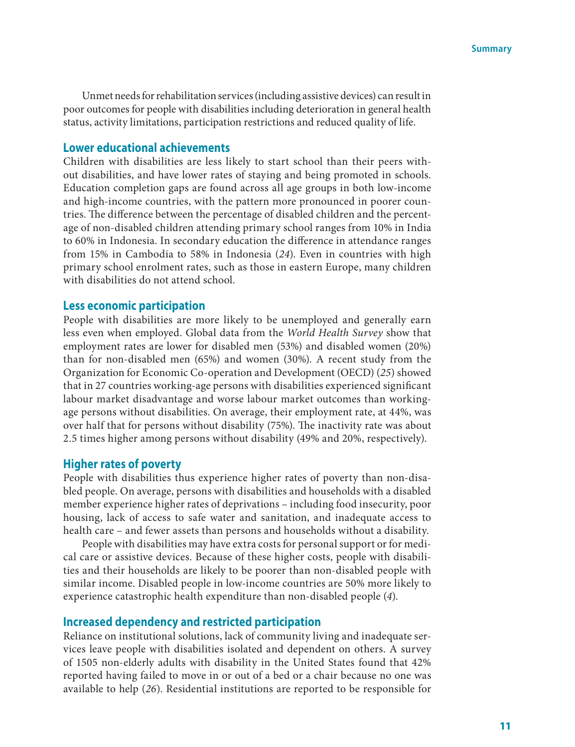Unmet needs for rehabilitation services (including assistive devices) can result in poor outcomes for people with disabilities including deterioration in general health status, activity limitations, participation restrictions and reduced quality of life.

### Lower educational achievements

Children with disabilities are less likely to start school than their peers without disabilities, and have lower rates of staying and being promoted in schools. Education completion gaps are found across all age groups in both low-income and high-income countries, with the pattern more pronounced in poorer countries. The difference between the percentage of disabled children and the percentage of non-disabled children attending primary school ranges from 10% in India to 60% in Indonesia. In secondary education the difference in attendance ranges from 15% in Cambodia to 58% in Indonesia (*24*). Even in countries with high primary school enrolment rates, such as those in eastern Europe, many children with disabilities do not attend school.

### Less economic participation

People with disabilities are more likely to be unemployed and generally earn less even when employed. Global data from the *World Health Survey* show that employment rates are lower for disabled men (53%) and disabled women (20%) than for non-disabled men (65%) and women (30%). A recent study from the Organization for Economic Co-operation and Development (OECD) (*25*) showed that in 27 countries working-age persons with disabilities experienced significant labour market disadvantage and worse labour market outcomes than working-age persons without disabilities. On average, their employment rate, at 44%, was over half that for persons without disability (75%). The inactivity rate was about 2.5 times higher among persons without disability (49% and 20%, respectively).

### Higher rates of poverty

People with disabilities thus experience higher rates of poverty than non-disabled people. On average, persons with disabilities and households with a disabled member experience higher rates of deprivations – including food insecurity, poor housing, lack of access to safe water and sanitation, and inadequate access to health care – and fewer assets than persons and households without a disability.

People with disabilities may have extra costs for personal support or for medical care or assistive devices. Because of these higher costs, people with disabilities and their households are likely to be poorer than non-disabled people with similar income. Disabled people in low-income countries are 50% more likely to experience catastrophic health expenditure than non-disabled people (*4*).

### Increased dependency and restricted participation

Reliance on institutional solutions, lack of community living and inadequate services leave people with disabilities isolated and dependent on others. A survey of 1505 non-elderly adults with disability in the United States found that 42% reported having failed to move in or out of a bed or a chair because no one was available to help (*26*). Residential institutions are reported to be responsible for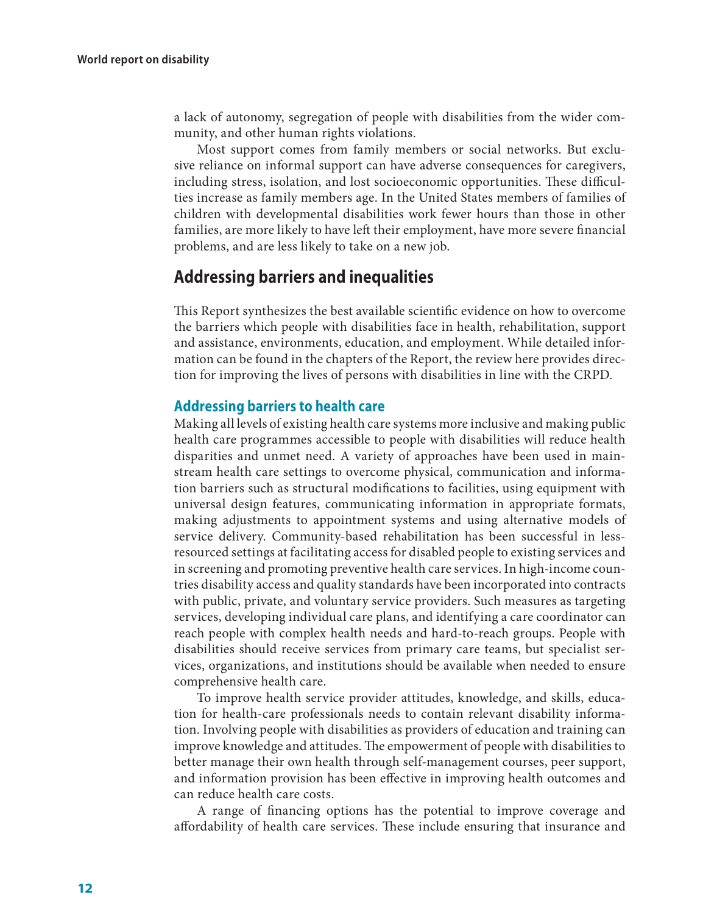a lack of autonomy, segregation of people with disabilities from the wider community, and other human rights violations.

Most support comes from family members or social networks. But exclusive reliance on informal support can have adverse consequences for caregivers, including stress, isolation, and lost socioeconomic opportunities. These difficulties increase as family members age. In the United States members of families of children with developmental disabilities work fewer hours than those in other families, are more likely to have left their employment, have more severe financial problems, and are less likely to take on a new job.

## Addressing barriers and inequalities

This Report synthesizes the best available scientific evidence on how to overcome the barriers which people with disabilities face in health, rehabilitation, support and assistance, environments, education, and employment. While detailed information can be found in the chapters of the Report, the review here provides direction for improving the lives of persons with disabilities in line with the CRPD.

### Addressing barriers to health care

Making all levels of existing health care systems more inclusive and making public health care programmes accessible to people with disabilities will reduce health disparities and unmet need. A variety of approaches have been used in mainstream health care settings to overcome physical, communication and information barriers such as structural modifications to facilities, using equipment with universal design features, communicating information in appropriate formats, making adjustments to appointment systems and using alternative models of service delivery. Community-based rehabilitation has been successful in less-resourced settings at facilitating access for disabled people to existing services and in screening and promoting preventive health care services. In high-income countries disability access and quality standards have been incorporated into contracts with public, private, and voluntary service providers. Such measures as targeting services, developing individual care plans, and identifying a care coordinator can reach people with complex health needs and hard-to-reach groups. People with disabilities should receive services from primary care teams, but specialist services, organizations, and institutions should be available when needed to ensure comprehensive health care.

To improve health service provider attitudes, knowledge, and skills, education for health-care professionals needs to contain relevant disability information. Involving people with disabilities as providers of education and training can improve knowledge and attitudes. The empowerment of people with disabilities to better manage their own health through self-management courses, peer support, and information provision has been effective in improving health outcomes and can reduce health care costs.

A range of financing options has the potential to improve coverage and affordability of health care services. These include ensuring that insurance and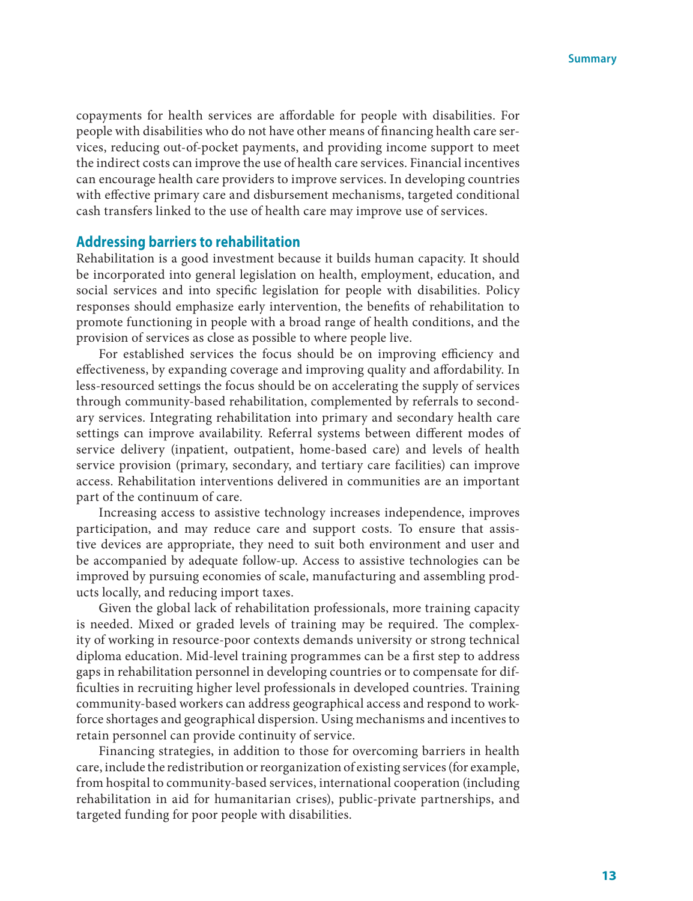copayments for health services are affordable for people with disabilities. For people with disabilities who do not have other means of financing health care services, reducing out-of-pocket payments, and providing income support to meet the indirect costs can improve the use of health care services. Financial incentives can encourage health care providers to improve services. In developing countries with effective primary care and disbursement mechanisms, targeted conditional cash transfers linked to the use of health care may improve use of services.

## Addressing barriers to rehabilitation

Rehabilitation is a good investment because it builds human capacity. It should be incorporated into general legislation on health, employment, education, and social services and into specific legislation for people with disabilities. Policy responses should emphasize early intervention, the benefits of rehabilitation to promote functioning in people with a broad range of health conditions, and the provision of services as close as possible to where people live.

For established services the focus should be on improving efficiency and effectiveness, by expanding coverage and improving quality and affordability. In less-resourced settings the focus should be on accelerating the supply of services through community-based rehabilitation, complemented by referrals to secondary services. Integrating rehabilitation into primary and secondary health care settings can improve availability. Referral systems between different modes of service delivery (inpatient, outpatient, home-based care) and levels of health service provision (primary, secondary, and tertiary care facilities) can improve access. Rehabilitation interventions delivered in communities are an important part of the continuum of care.

Increasing access to assistive technology increases independence, improves participation, and may reduce care and support costs. To ensure that assistive devices are appropriate, they need to suit both environment and user and be accompanied by adequate follow-up. Access to assistive technologies can be improved by pursuing economies of scale, manufacturing and assembling products locally, and reducing import taxes.

Given the global lack of rehabilitation professionals, more training capacity is needed. Mixed or graded levels of training may be required. The complexity of working in resource-poor contexts demands university or strong technical diploma education. Mid-level training programmes can be a first step to address gaps in rehabilitation personnel in developing countries or to compensate for difficulties in recruiting higher level professionals in developed countries. Training community-based workers can address geographical access and respond to workforce shortages and geographical dispersion. Using mechanisms and incentives to retain personnel can provide continuity of service.

Financing strategies, in addition to those for overcoming barriers in health care, include the redistribution or reorganization of existing services (for example, from hospital to community-based services, international cooperation (including rehabilitation in aid for humanitarian crises), public-private partnerships, and targeted funding for poor people with disabilities.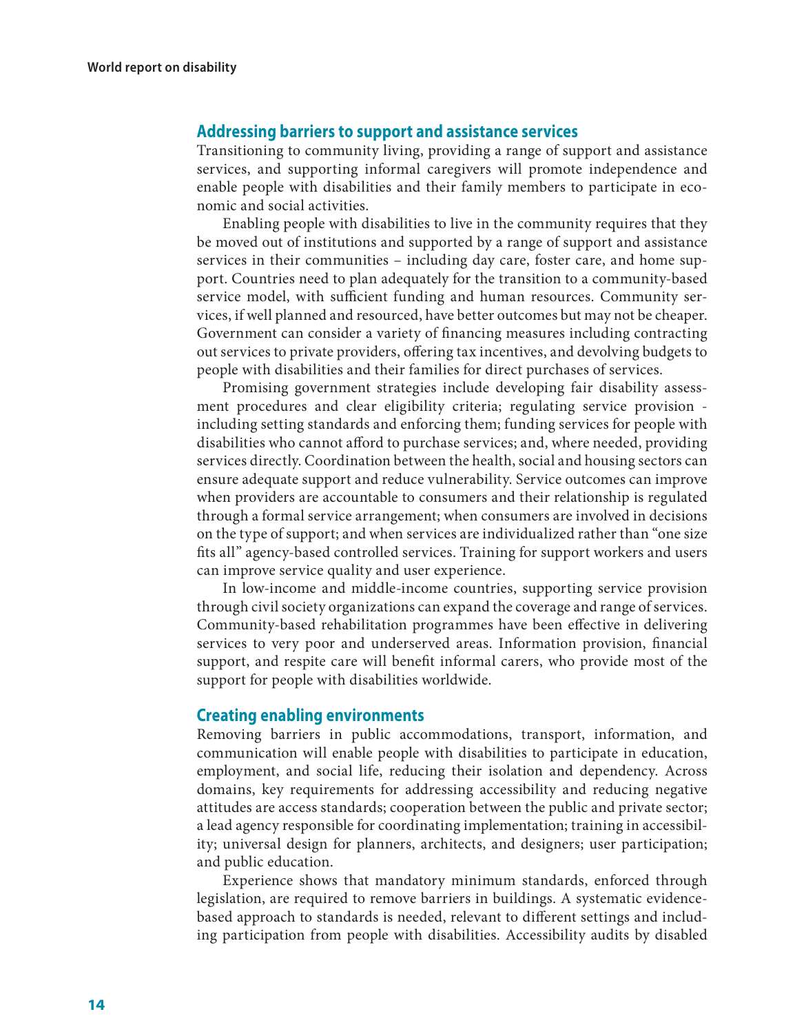### Addressing barriers to support and assistance services

Transitioning to community living, providing a range of support and assistance services, and supporting informal caregivers will promote independence and enable people with disabilities and their family members to participate in economic and social activities.

Enabling people with disabilities to live in the community requires that they be moved out of institutions and supported by a range of support and assistance services in their communities – including day care, foster care, and home support. Countries need to plan adequately for the transition to a community-based service model, with sufficient funding and human resources. Community services, if well planned and resourced, have better outcomes but may not be cheaper. Government can consider a variety of financing measures including contracting out services to private providers, offering tax incentives, and devolving budgets to people with disabilities and their families for direct purchases of services.

Promising government strategies include developing fair disability assessment procedures and clear eligibility criteria; regulating service provision - including setting standards and enforcing them; funding services for people with disabilities who cannot afford to purchase services; and, where needed, providing services directly. Coordination between the health, social and housing sectors can ensure adequate support and reduce vulnerability. Service outcomes can improve when providers are accountable to consumers and their relationship is regulated through a formal service arrangement; when consumers are involved in decisions on the type of support; and when services are individualized rather than "one size fits all" agency-based controlled services. Training for support workers and users can improve service quality and user experience.

In low-income and middle-income countries, supporting service provision through civil society organizations can expand the coverage and range of services. Community-based rehabilitation programmes have been effective in delivering services to very poor and underserved areas. Information provision, financial support, and respite care will benefit informal carers, who provide most of the support for people with disabilities worldwide.

### Creating enabling environments

Removing barriers in public accommodations, transport, information, and communication will enable people with disabilities to participate in education, employment, and social life, reducing their isolation and dependency. Across domains, key requirements for addressing accessibility and reducing negative attitudes are access standards; cooperation between the public and private sector; a lead agency responsible for coordinating implementation; training in accessibility; universal design for planners, architects, and designers; user participation; and public education.

Experience shows that mandatory minimum standards, enforced through legislation, are required to remove barriers in buildings. A systematic evidence-based approach to standards is needed, relevant to different settings and including participation from people with disabilities. Accessibility audits by disabled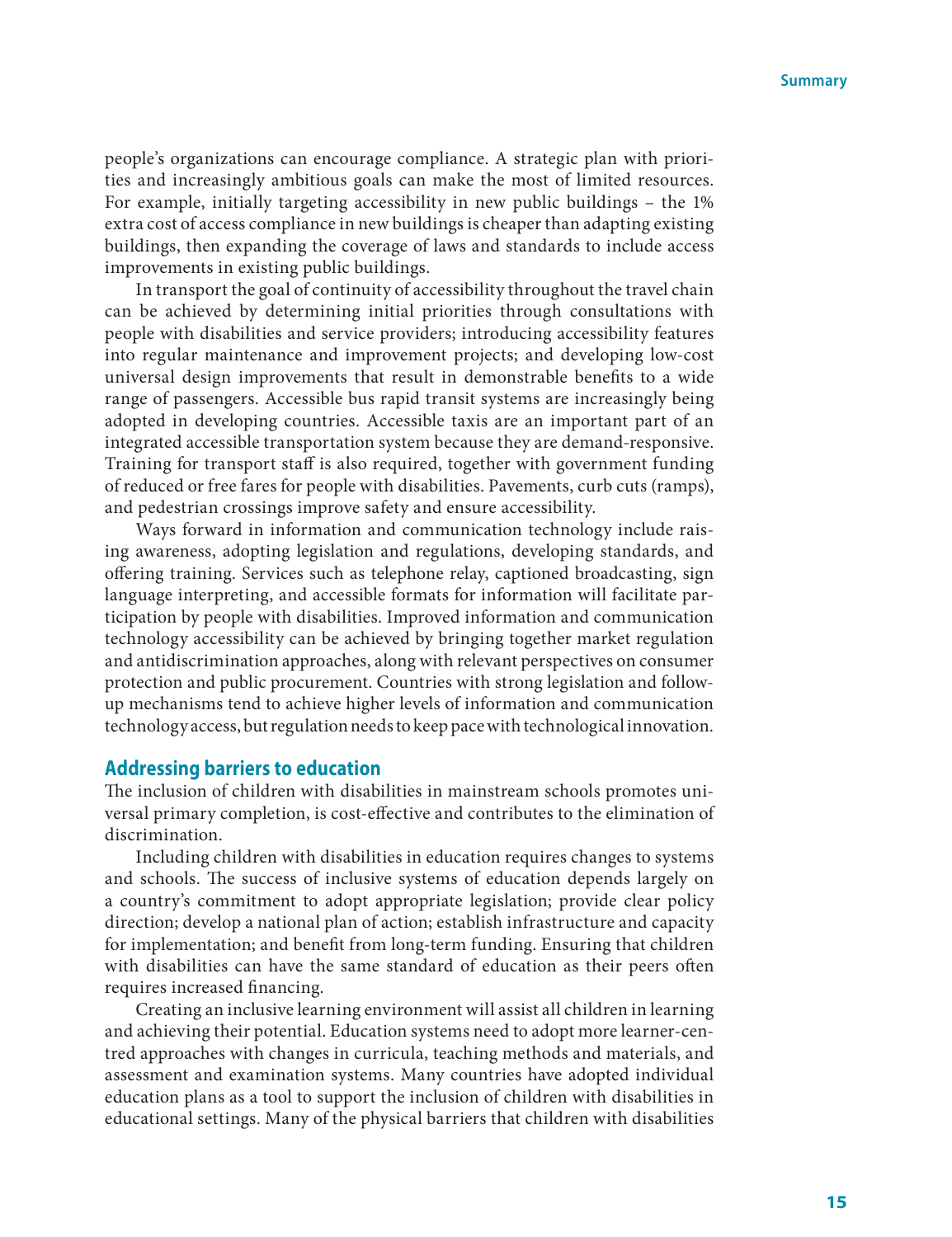people's organizations can encourage compliance. A strategic plan with priorities and increasingly ambitious goals can make the most of limited resources. For example, initially targeting accessibility in new public buildings – the 1% extra cost of access compliance in new buildings is cheaper than adapting existing buildings, then expanding the coverage of laws and standards to include access improvements in existing public buildings.

In transport the goal of continuity of accessibility throughout the travel chain can be achieved by determining initial priorities through consultations with people with disabilities and service providers; introducing accessibility features into regular maintenance and improvement projects; and developing low-cost universal design improvements that result in demonstrable benefits to a wide range of passengers. Accessible bus rapid transit systems are increasingly being adopted in developing countries. Accessible taxis are an important part of an integrated accessible transportation system because they are demand-responsive. Training for transport staff is also required, together with government funding of reduced or free fares for people with disabilities. Pavements, curb cuts (ramps), and pedestrian crossings improve safety and ensure accessibility.

Ways forward in information and communication technology include raising awareness, adopting legislation and regulations, developing standards, and offering training. Services such as telephone relay, captioned broadcasting, sign language interpreting, and accessible formats for information will facilitate participation by people with disabilities. Improved information and communication technology accessibility can be achieved by bringing together market regulation and antidiscrimination approaches, along with relevant perspectives on consumer protection and public procurement. Countries with strong legislation and follow-up mechanisms tend to achieve higher levels of information and communication technology access, but regulation needs to keep pace with technological innovation.

## Addressing barriers to education

The inclusion of children with disabilities in mainstream schools promotes universal primary completion, is cost-effective and contributes to the elimination of discrimination.

Including children with disabilities in education requires changes to systems and schools. The success of inclusive systems of education depends largely on a country's commitment to adopt appropriate legislation; provide clear policy direction; develop a national plan of action; establish infrastructure and capacity for implementation; and benefit from long-term funding. Ensuring that children with disabilities can have the same standard of education as their peers often requires increased financing.

Creating an inclusive learning environment will assist all children in learning and achieving their potential. Education systems need to adopt more learner-centred approaches with changes in curricula, teaching methods and materials, and assessment and examination systems. Many countries have adopted individual education plans as a tool to support the inclusion of children with disabilities in educational settings. Many of the physical barriers that children with disabilities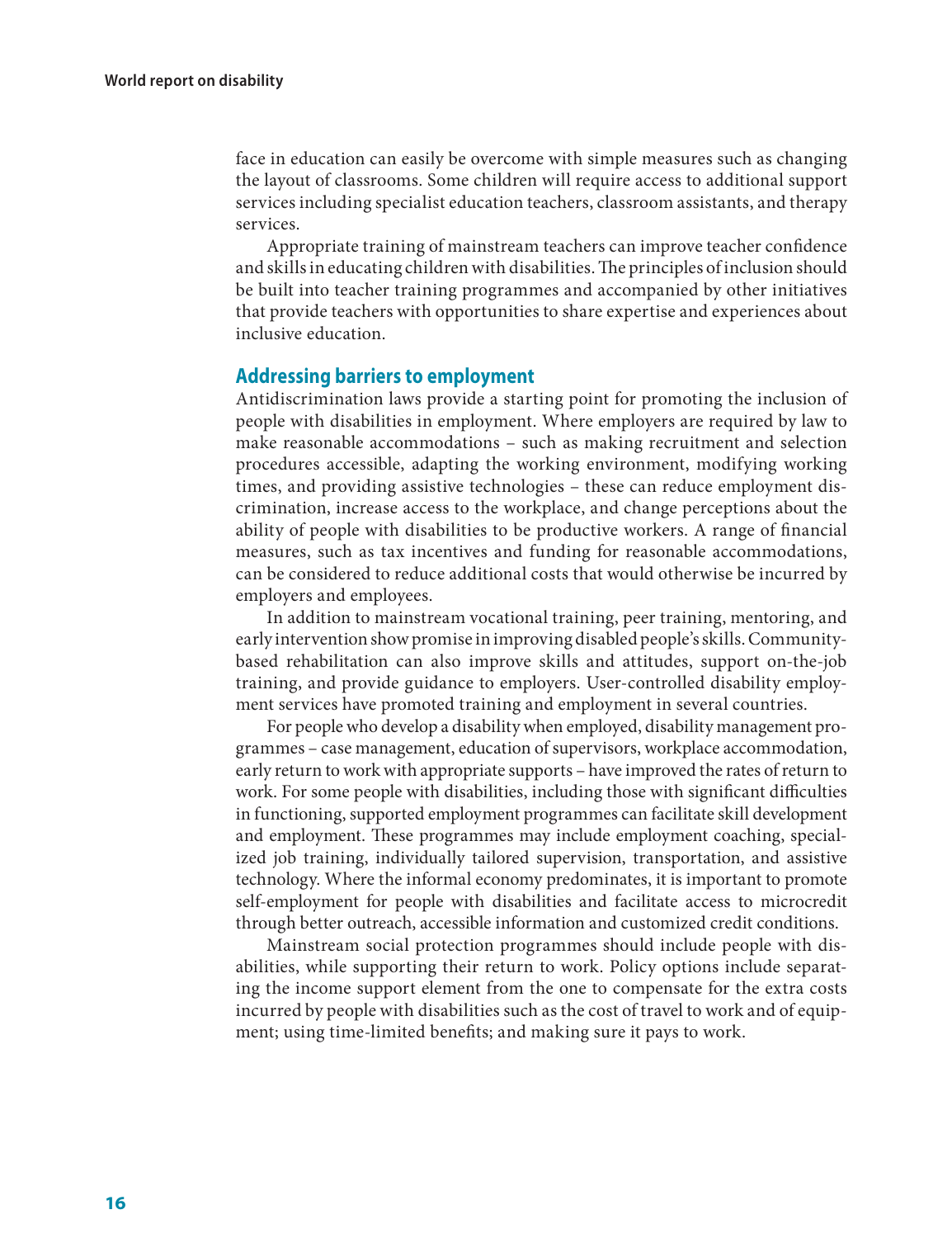face in education can easily be overcome with simple measures such as changing the layout of classrooms. Some children will require access to additional support services including specialist education teachers, classroom assistants, and therapy services.

Appropriate training of mainstream teachers can improve teacher confidence and skills in educating children with disabilities. The principles of inclusion should be built into teacher training programmes and accompanied by other initiatives that provide teachers with opportunities to share expertise and experiences about inclusive education.

## Addressing barriers to employment

Antidiscrimination laws provide a starting point for promoting the inclusion of people with disabilities in employment. Where employers are required by law to make reasonable accommodations – such as making recruitment and selection procedures accessible, adapting the working environment, modifying working times, and providing assistive technologies – these can reduce employment discrimination, increase access to the workplace, and change perceptions about the ability of people with disabilities to be productive workers. A range of financial measures, such as tax incentives and funding for reasonable accommodations, can be considered to reduce additional costs that would otherwise be incurred by employers and employees.

In addition to mainstream vocational training, peer training, mentoring, and early intervention show promise in improving disabled people's skills. Community-based rehabilitation can also improve skills and attitudes, support on-the-job training, and provide guidance to employers. User-controlled disability employment services have promoted training and employment in several countries.

For people who develop a disability when employed, disability management programmes – case management, education of supervisors, workplace accommodation, early return to work with appropriate supports – have improved the rates of return to work. For some people with disabilities, including those with significant difficulties in functioning, supported employment programmes can facilitate skill development and employment. These programmes may include employment coaching, specialized job training, individually tailored supervision, transportation, and assistive technology. Where the informal economy predominates, it is important to promote self-employment for people with disabilities and facilitate access to microcredit through better outreach, accessible information and customized credit conditions.

Mainstream social protection programmes should include people with disabilities, while supporting their return to work. Policy options include separating the income support element from the one to compensate for the extra costs incurred by people with disabilities such as the cost of travel to work and of equipment; using time-limited benefits; and making sure it pays to work.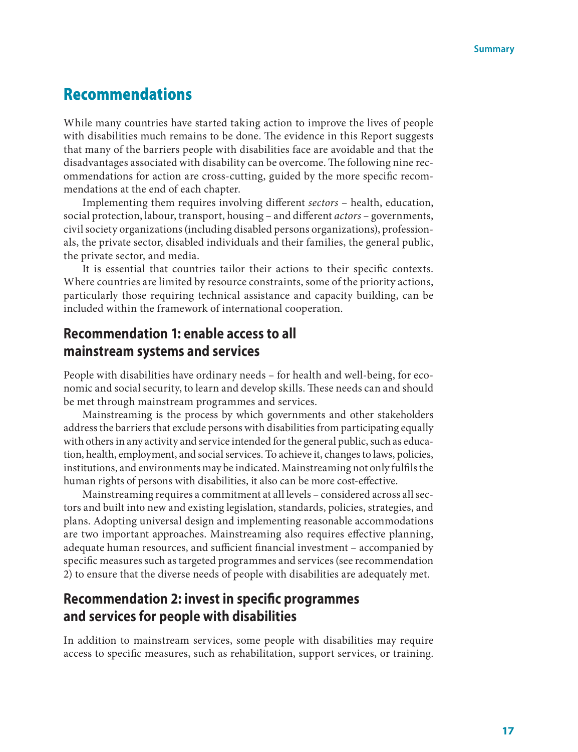## Recommendations

While many countries have started taking action to improve the lives of people with disabilities much remains to be done. The evidence in this Report suggests that many of the barriers people with disabilities face are avoidable and that the disadvantages associated with disability can be overcome. The following nine recommendations for action are cross-cutting, guided by the more specific recommendations at the end of each chapter.

Implementing them requires involving different *sectors* – health, education, social protection, labour, transport, housing – and different *actors* – governments, civil society organizations (including disabled persons organizations), professionals, the private sector, disabled individuals and their families, the general public, the private sector, and media.

It is essential that countries tailor their actions to their specific contexts. Where countries are limited by resource constraints, some of the priority actions, particularly those requiring technical assistance and capacity building, can be included within the framework of international cooperation.

### Recommendation 1: enable access to all mainstream systems and services

People with disabilities have ordinary needs – for health and well-being, for economic and social security, to learn and develop skills. These needs can and should be met through mainstream programmes and services.

Mainstreaming is the process by which governments and other stakeholders address the barriers that exclude persons with disabilities from participating equally with others in any activity and service intended for the general public, such as education, health, employment, and social services. To achieve it, changes to laws, policies, institutions, and environments may be indicated. Mainstreaming not only fulfils the human rights of persons with disabilities, it also can be more cost-effective.

Mainstreaming requires a commitment at all levels – considered across all sectors and built into new and existing legislation, standards, policies, strategies, and plans. Adopting universal design and implementing reasonable accommodations are two important approaches. Mainstreaming also requires effective planning, adequate human resources, and sufficient financial investment – accompanied by specific measures such as targeted programmes and services (see recommendation 2) to ensure that the diverse needs of people with disabilities are adequately met.

### Recommendation 2: invest in specific programmes and services for people with disabilities

In addition to mainstream services, some people with disabilities may require access to specific measures, such as rehabilitation, support services, or training.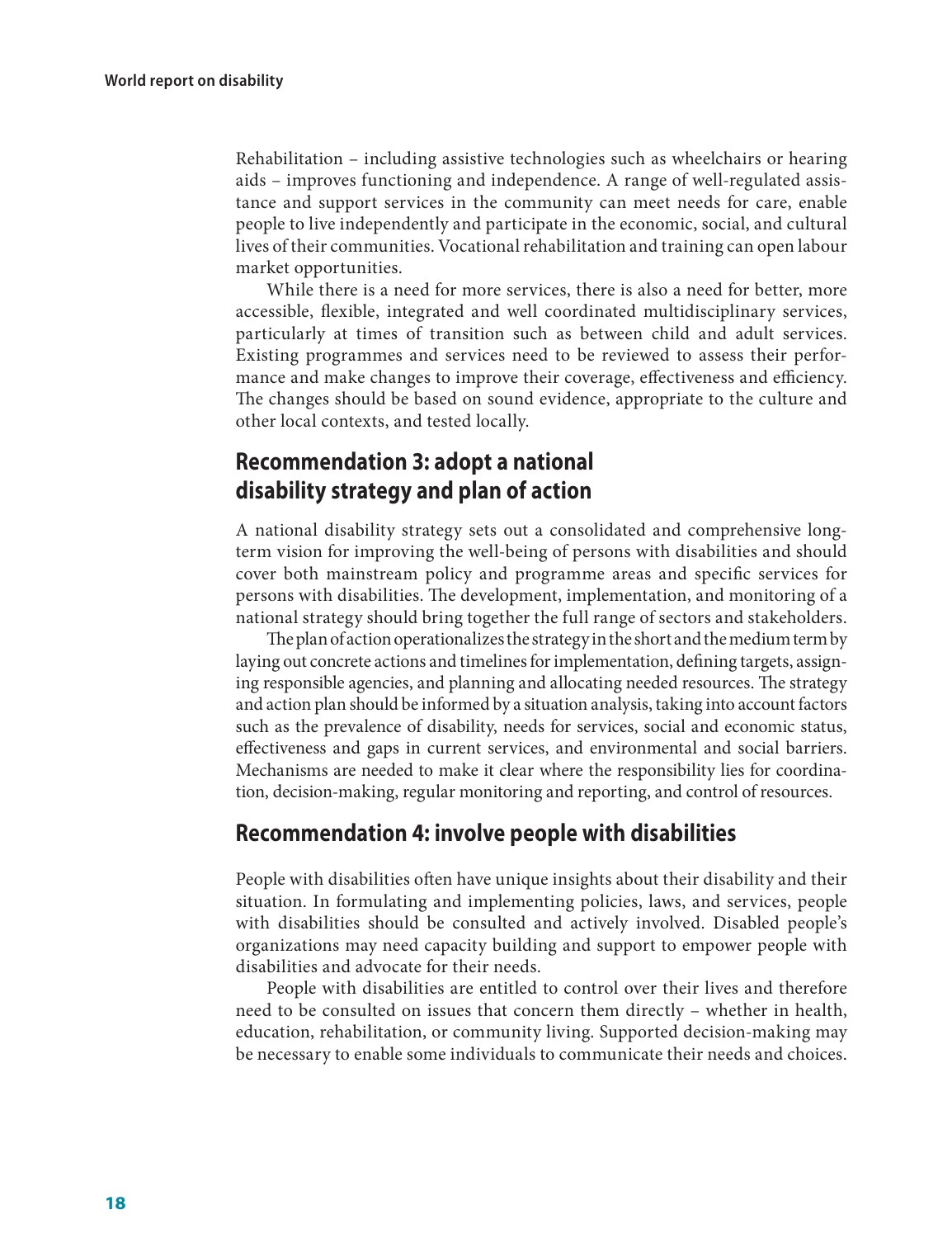Rehabilitation – including assistive technologies such as wheelchairs or hearing aids – improves functioning and independence. A range of well-regulated assistance and support services in the community can meet needs for care, enable people to live independently and participate in the economic, social, and cultural lives of their communities. Vocational rehabilitation and training can open labour market opportunities.

While there is a need for more services, there is also a need for better, more accessible, flexible, integrated and well coordinated multidisciplinary services, particularly at times of transition such as between child and adult services. Existing programmes and services need to be reviewed to assess their performance and make changes to improve their coverage, effectiveness and efficiency. The changes should be based on sound evidence, appropriate to the culture and other local contexts, and tested locally.

## Recommendation 3: adopt a national disability strategy and plan of action

A national disability strategy sets out a consolidated and comprehensive long-term vision for improving the well-being of persons with disabilities and should cover both mainstream policy and programme areas and specific services for persons with disabilities. The development, implementation, and monitoring of a national strategy should bring together the full range of sectors and stakeholders.

The plan of action operationalizes the strategy in the short and the medium term by laying out concrete actions and timelines for implementation, defining targets, assigning responsible agencies, and planning and allocating needed resources. The strategy and action plan should be informed by a situation analysis, taking into account factors such as the prevalence of disability, needs for services, social and economic status, effectiveness and gaps in current services, and environmental and social barriers. Mechanisms are needed to make it clear where the responsibility lies for coordination, decision-making, regular monitoring and reporting, and control of resources.

## Recommendation 4: involve people with disabilities

People with disabilities often have unique insights about their disability and their situation. In formulating and implementing policies, laws, and services, people with disabilities should be consulted and actively involved. Disabled people's organizations may need capacity building and support to empower people with disabilities and advocate for their needs.

People with disabilities are entitled to control over their lives and therefore need to be consulted on issues that concern them directly – whether in health, education, rehabilitation, or community living. Supported decision-making may be necessary to enable some individuals to communicate their needs and choices.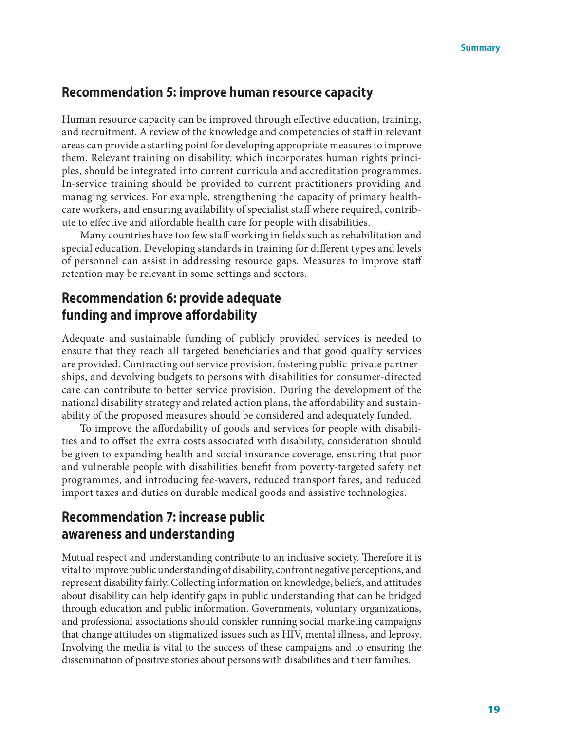## Recommendation 5: improve human resource capacity

Human resource capacity can be improved through effective education, training, and recruitment. A review of the knowledge and competencies of staff in relevant areas can provide a starting point for developing appropriate measures to improve them. Relevant training on disability, which incorporates human rights principles, should be integrated into current curricula and accreditation programmes. In-service training should be provided to current practitioners providing and managing services. For example, strengthening the capacity of primary health-care workers, and ensuring availability of specialist staff where required, contribute to effective and affordable health care for people with disabilities.

Many countries have too few staff working in fields such as rehabilitation and special education. Developing standards in training for different types and levels of personnel can assist in addressing resource gaps. Measures to improve staff retention may be relevant in some settings and sectors.

## Recommendation 6: provide adequate funding and improve affordability

Adequate and sustainable funding of publicly provided services is needed to ensure that they reach all targeted beneficiaries and that good quality services are provided. Contracting out service provision, fostering public-private partnerships, and devolving budgets to persons with disabilities for consumer-directed care can contribute to better service provision. During the development of the national disability strategy and related action plans, the affordability and sustainability of the proposed measures should be considered and adequately funded.

To improve the affordability of goods and services for people with disabilities and to offset the extra costs associated with disability, consideration should be given to expanding health and social insurance coverage, ensuring that poor and vulnerable people with disabilities benefit from poverty-targeted safety net programmes, and introducing fee-wavers, reduced transport fares, and reduced import taxes and duties on durable medical goods and assistive technologies.

## Recommendation 7: increase public awareness and understanding

Mutual respect and understanding contribute to an inclusive society. Therefore it is vital to improve public understanding of disability, confront negative perceptions, and represent disability fairly. Collecting information on knowledge, beliefs, and attitudes about disability can help identify gaps in public understanding that can be bridged through education and public information. Governments, voluntary organizations, and professional associations should consider running social marketing campaigns that change attitudes on stigmatized issues such as HIV, mental illness, and leprosy. Involving the media is vital to the success of these campaigns and to ensuring the dissemination of positive stories about persons with disabilities and their families.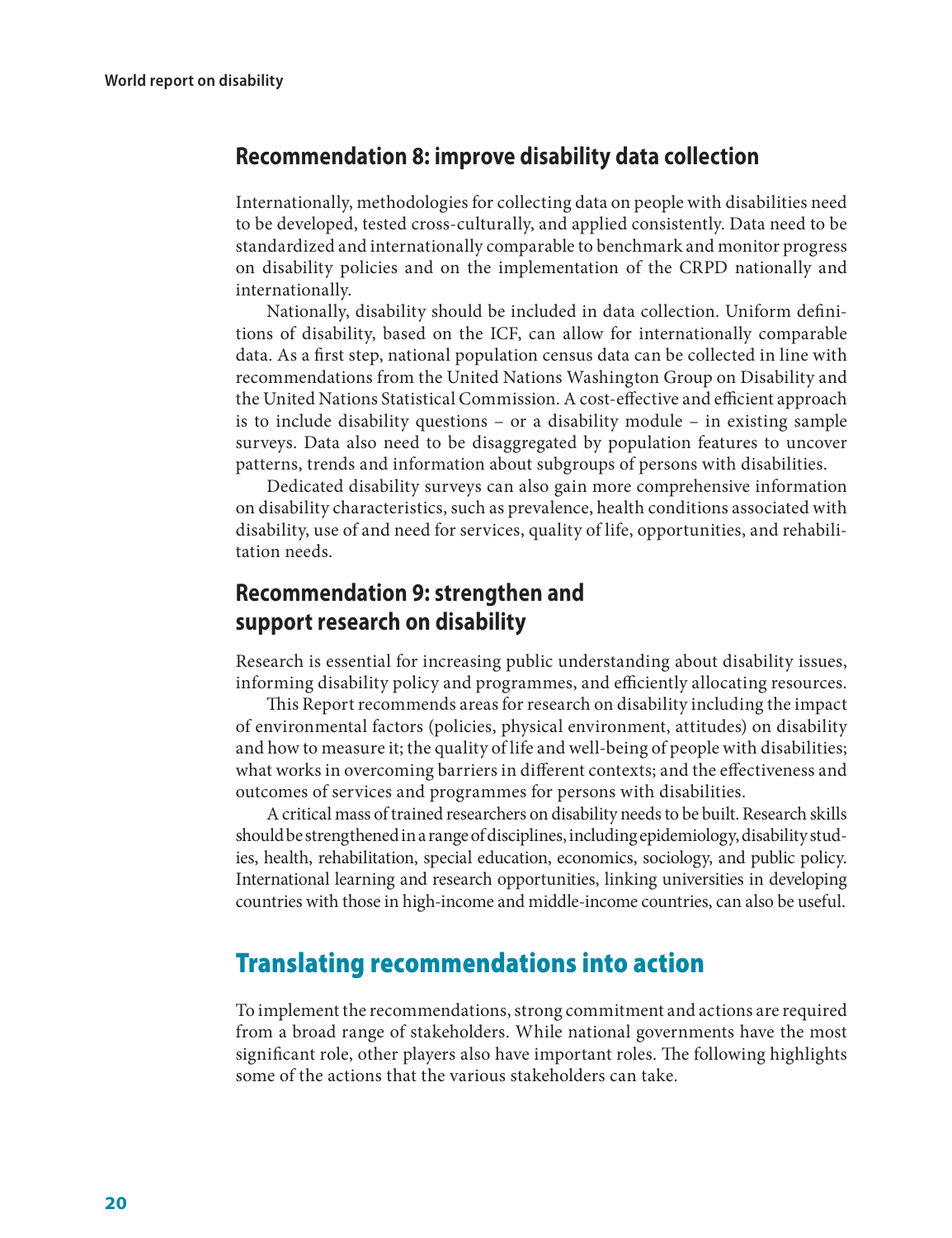## Recommendation 8: improve disability data collection

Internationally, methodologies for collecting data on people with disabilities need to be developed, tested cross-culturally, and applied consistently. Data need to be standardized and internationally comparable to benchmark and monitor progress on disability policies and on the implementation of the CRPD nationally and internationally.

Nationally, disability should be included in data collection. Uniform definitions of disability, based on the ICF, can allow for internationally comparable data. As a first step, national population census data can be collected in line with recommendations from the United Nations Washington Group on Disability and the United Nations Statistical Commission. A cost-effective and efficient approach is to include disability questions – or a disability module – in existing sample surveys. Data also need to be disaggregated by population features to uncover patterns, trends and information about subgroups of persons with disabilities.

Dedicated disability surveys can also gain more comprehensive information on disability characteristics, such as prevalence, health conditions associated with disability, use of and need for services, quality of life, opportunities, and rehabilitation needs.

## Recommendation 9: strengthen and support research on disability

Research is essential for increasing public understanding about disability issues, informing disability policy and programmes, and efficiently allocating resources.

This Report recommends areas for research on disability including the impact of environmental factors (policies, physical environment, attitudes) on disability and how to measure it; the quality of life and well-being of people with disabilities; what works in overcoming barriers in different contexts; and the effectiveness and outcomes of services and programmes for persons with disabilities.

A critical mass of trained researchers on disability needs to be built. Research skills should be strengthened in a range of disciplines, including epidemiology, disability studies, health, rehabilitation, special education, economics, sociology, and public policy. International learning and research opportunities, linking universities in developing countries with those in high-income and middle-income countries, can also be useful.

# Translating recommendations into action

To implement the recommendations, strong commitment and actions are required from a broad range of stakeholders. While national governments have the most significant role, other players also have important roles. The following highlights some of the actions that the various stakeholders can take.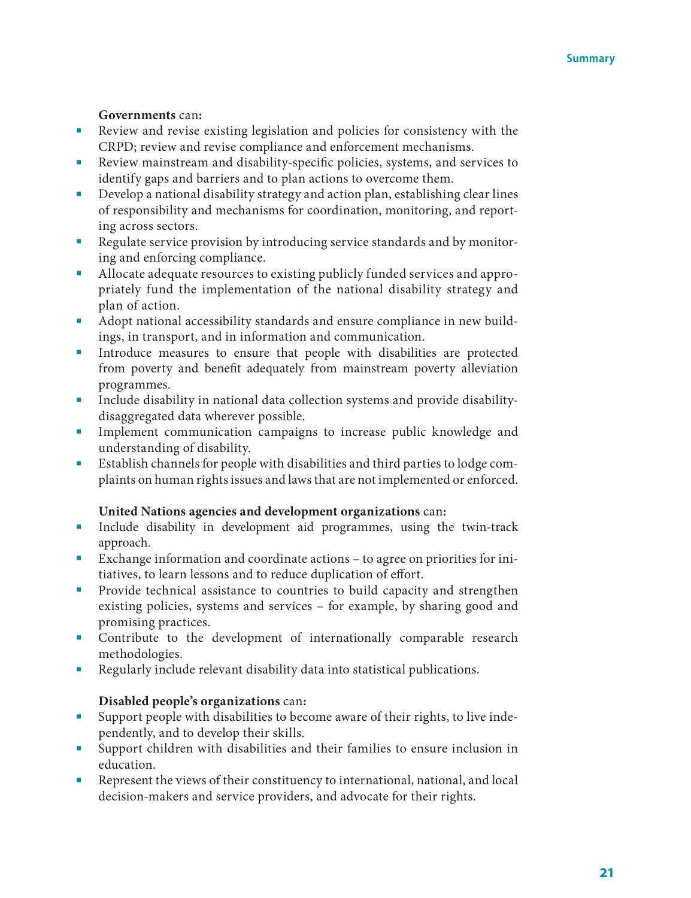**Governments** can:

- Review and revise existing legislation and policies for consistency with the CRPD; review and revise compliance and enforcement mechanisms.
- Review mainstream and disability-specific policies, systems, and services to identify gaps and barriers and to plan actions to overcome them.
- Develop a national disability strategy and action plan, establishing clear lines of responsibility and mechanisms for coordination, monitoring, and reporting across sectors.
- Regulate service provision by introducing service standards and by monitoring and enforcing compliance.
- Allocate adequate resources to existing publicly funded services and appropriately fund the implementation of the national disability strategy and plan of action.
- Adopt national accessibility standards and ensure compliance in new buildings, in transport, and in information and communication.
- Introduce measures to ensure that people with disabilities are protected from poverty and benefit adequately from mainstream poverty alleviation programmes.
- Include disability in national data collection systems and provide disability-disaggregated data wherever possible.
- Implement communication campaigns to increase public knowledge and understanding of disability.
- Establish channels for people with disabilities and third parties to lodge complaints on human rights issues and laws that are not implemented or enforced.

**United Nations agencies and development organizations** can:

- Include disability in development aid programmes, using the twin-track approach.
- Exchange information and coordinate actions – to agree on priorities for initiatives, to learn lessons and to reduce duplication of effort.
- Provide technical assistance to countries to build capacity and strengthen existing policies, systems and services – for example, by sharing good and promising practices.
- Contribute to the development of internationally comparable research methodologies.
- Regularly include relevant disability data into statistical publications.

**Disabled people's organizations** can:

- Support people with disabilities to become aware of their rights, to live independently, and to develop their skills.
- Support children with disabilities and their families to ensure inclusion in education.
- Represent the views of their constituency to international, national, and local decision-makers and service providers, and advocate for their rights.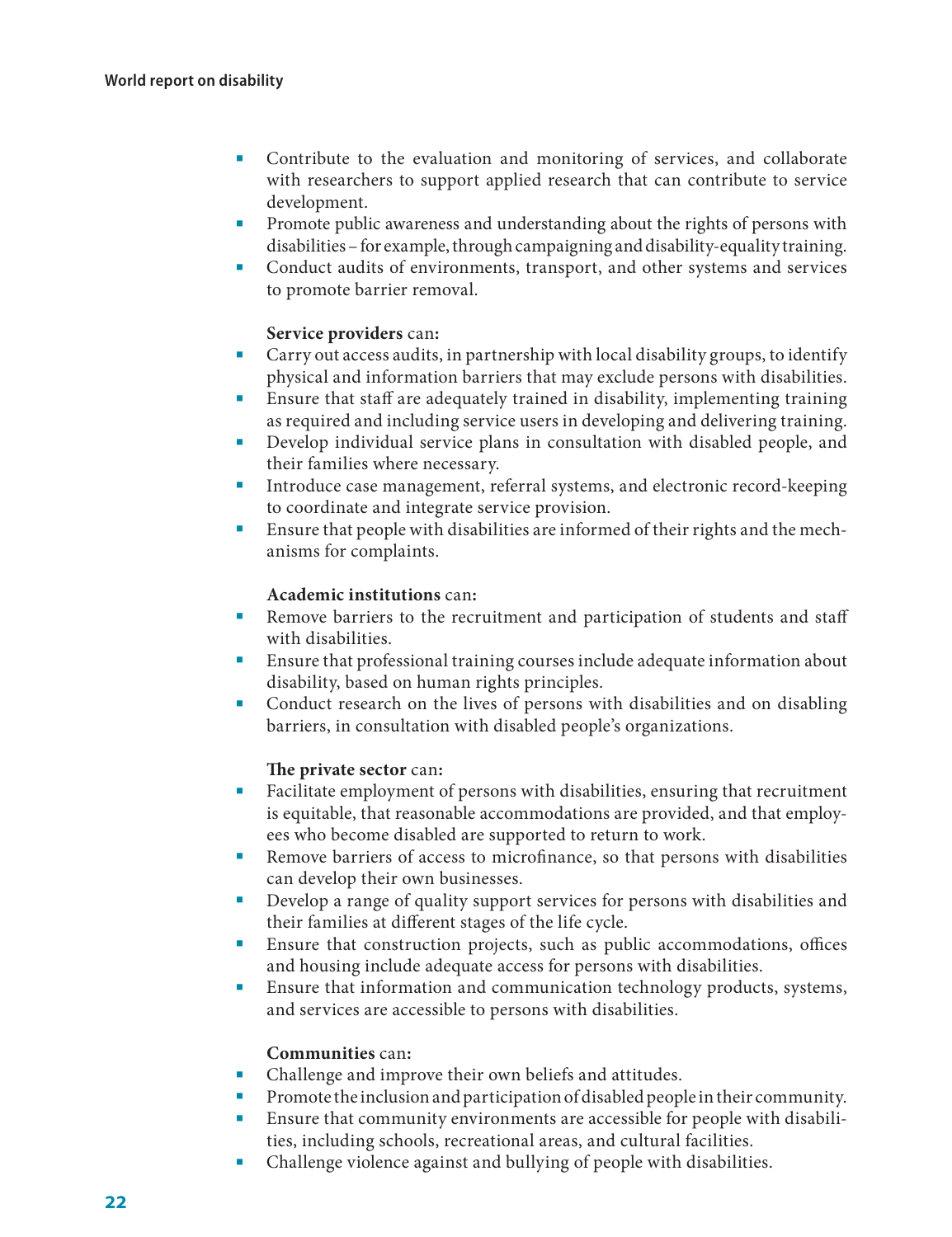- Contribute to the evaluation and monitoring of services, and collaborate with researchers to support applied research that can contribute to service development.
- Promote public awareness and understanding about the rights of persons with disabilities – for example, through campaigning and disability-equality training.
- Conduct audits of environments, transport, and other systems and services to promote barrier removal.

**Service providers** can**:**

- Carry out access audits, in partnership with local disability groups, to identify physical and information barriers that may exclude persons with disabilities.
- Ensure that staff are adequately trained in disability, implementing training as required and including service users in developing and delivering training.
- Develop individual service plans in consultation with disabled people, and their families where necessary.
- Introduce case management, referral systems, and electronic record-keeping to coordinate and integrate service provision.
- Ensure that people with disabilities are informed of their rights and the mechanisms for complaints.

**Academic institutions** can**:**

- Remove barriers to the recruitment and participation of students and staff with disabilities.
- Ensure that professional training courses include adequate information about disability, based on human rights principles.
- Conduct research on the lives of persons with disabilities and on disabling barriers, in consultation with disabled people's organizations.

**The private sector** can**:**

- Facilitate employment of persons with disabilities, ensuring that recruitment is equitable, that reasonable accommodations are provided, and that employees who become disabled are supported to return to work.
- Remove barriers of access to microfinance, so that persons with disabilities can develop their own businesses.
- Develop a range of quality support services for persons with disabilities and their families at different stages of the life cycle.
- Ensure that construction projects, such as public accommodations, offices and housing include adequate access for persons with disabilities.
- Ensure that information and communication technology products, systems, and services are accessible to persons with disabilities.

**Communities** can**:**

- Challenge and improve their own beliefs and attitudes.
- Promote the inclusion and participation of disabled people in their community.
- Ensure that community environments are accessible for people with disabilities, including schools, recreational areas, and cultural facilities.
- Challenge violence against and bullying of people with disabilities.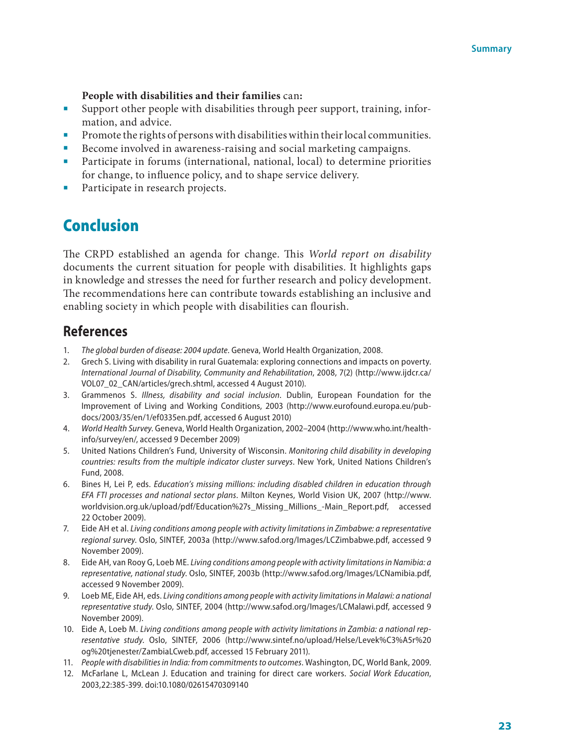**People with disabilities and their families** can**:**

- Support other people with disabilities through peer support, training, information, and advice.
- Promote the rights of persons with disabilities within their local communities.
- Become involved in awareness-raising and social marketing campaigns.
- Participate in forums (international, national, local) to determine priorities for change, to influence policy, and to shape service delivery.
- Participate in research projects.

## Conclusion

The CRPD established an agenda for change. This *World report on disability* documents the current situation for people with disabilities. It highlights gaps in knowledge and stresses the need for further research and policy development. The recommendations here can contribute towards establishing an inclusive and enabling society in which people with disabilities can flourish.

## References

1. *The global burden of disease: 2004 update*. Geneva, World Health Organization, 2008.
2. Grech S. Living with disability in rural Guatemala: exploring connections and impacts on poverty. *International Journal of Disability, Community and Rehabilitation*, 2008, 7(2) (http://www.ijdcr.ca/VOL07_02_CAN/articles/grech.shtml, accessed 4 August 2010).
3. Grammenos S. *Illness, disability and social inclusion*. Dublin, European Foundation for the Improvement of Living and Working Conditions, 2003 (http://www.eurofound.europa.eu/pubdocs/2003/35/en/1/ef0335en.pdf, accessed 6 August 2010)
4. *World Health Survey*. Geneva, World Health Organization, 2002–2004 (http://www.who.int/healthinfo/survey/en/, accessed 9 December 2009)
5. United Nations Children's Fund, University of Wisconsin. *Monitoring child disability in developing countries: results from the multiple indicator cluster surveys*. New York, United Nations Children's Fund, 2008.
6. Bines H, Lei P, eds. *Education's missing millions: including disabled children in education through EFA FTI processes and national sector plans*. Milton Keynes, World Vision UK, 2007 (http://www.worldvision.org.uk/upload/pdf/Education%27s_Missing_Millions_-Main_Report.pdf, accessed 22 October 2009).
7. Eide AH et al. *Living conditions among people with activity limitations in Zimbabwe: a representative regional survey*. Oslo, SINTEF, 2003a (http://www.safod.org/Images/LCZimbabwe.pdf, accessed 9 November 2009).
8. Eide AH, van Rooy G, Loeb ME. *Living conditions among people with activity limitations in Namibia: a representative, national study*. Oslo, SINTEF, 2003b (http://www.safod.org/Images/LCNamibia.pdf, accessed 9 November 2009).
9. Loeb ME, Eide AH, eds. *Living conditions among people with activity limitations in Malawi: a national representative study*. Oslo, SINTEF, 2004 (http://www.safod.org/Images/LCMalawi.pdf, accessed 9 November 2009).
10. Eide A, Loeb M. *Living conditions among people with activity limitations in Zambia: a national representative study*. Oslo, SINTEF, 2006 (http://www.sintef.no/upload/Helse/Levek%C3%A5r%20og%20tjenester/ZambiaLCweb.pdf, accessed 15 February 2011).
11. *People with disabilities in India: from commitments to outcomes*. Washington, DC, World Bank, 2009.
12. McFarlane L, McLean J. Education and training for direct care workers. *Social Work Education*, 2003,22:385-399. doi:10.1080/02615470309140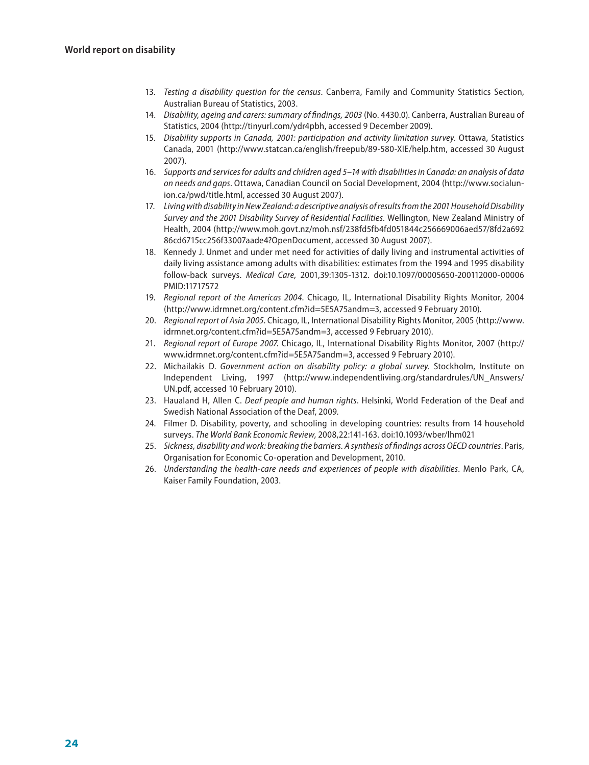13. *Testing a disability question for the census*. Canberra, Family and Community Statistics Section, Australian Bureau of Statistics, 2003.
14. *Disability, ageing and carers: summary of findings, 2003* (No. 4430.0). Canberra, Australian Bureau of Statistics, 2004 (http://tinyurl.com/ydr4pbh, accessed 9 December 2009).
15. *Disability supports in Canada, 2001: participation and activity limitation survey*. Ottawa, Statistics Canada, 2001 (http://www.statcan.ca/english/freepub/89-580-XIE/help.htm, accessed 30 August 2007).
16. *Supports and services for adults and children aged 5–14 with disabilities in Canada: an analysis of data on needs and gaps*. Ottawa, Canadian Council on Social Development, 2004 (http://www.socialunion.ca/pwd/title.html, accessed 30 August 2007).
17. *Living with disability in New Zealand: a descriptive analysis of results from the 2001 Household Disability Survey and the 2001 Disability Survey of Residential Facilities*. Wellington, New Zealand Ministry of Health, 2004 (http://www.moh.govt.nz/moh.nsf/238fd5fb4fd051844c256669006aed57/8fd2a69286cd6715cc256f33007aade4?OpenDocument, accessed 30 August 2007).
18. Kennedy J. Unmet and under met need for activities of daily living and instrumental activities of daily living assistance among adults with disabilities: estimates from the 1994 and 1995 disability follow-back surveys. *Medical Care*, 2001,39:1305-1312. doi:10.1097/00005650-200112000-00006 PMID:11717572
19. *Regional report of the Americas 2004*. Chicago, IL, International Disability Rights Monitor, 2004 (http://www.idrmnet.org/content.cfm?id=5E5A75andm=3, accessed 9 February 2010).
20. *Regional report of Asia 2005*. Chicago, IL, International Disability Rights Monitor, 2005 (http://www.idrmnet.org/content.cfm?id=5E5A75andm=3, accessed 9 February 2010).
21. *Regional report of Europe 2007.* Chicago, IL, International Disability Rights Monitor, 2007 (http://www.idrmnet.org/content.cfm?id=5E5A75andm=3, accessed 9 February 2010).
22. Michailakis D. *Government action on disability policy: a global survey.* Stockholm, Institute on Independent Living, 1997 (http://www.independentliving.org/standardrules/UN_Answers/UN.pdf, accessed 10 February 2010).
23. Haualand H, Allen C. *Deaf people and human rights*. Helsinki, World Federation of the Deaf and Swedish National Association of the Deaf, 2009.
24. Filmer D. Disability, poverty, and schooling in developing countries: results from 14 household surveys. *The World Bank Economic Review*, 2008,22:141-163. doi:10.1093/wber/lhm021
25. *Sickness, disability and work: breaking the barriers. A synthesis of findings across OECD countries*. Paris, Organisation for Economic Co-operation and Development, 2010.
26. *Understanding the health-care needs and experiences of people with disabilities*. Menlo Park, CA, Kaiser Family Foundation, 2003.